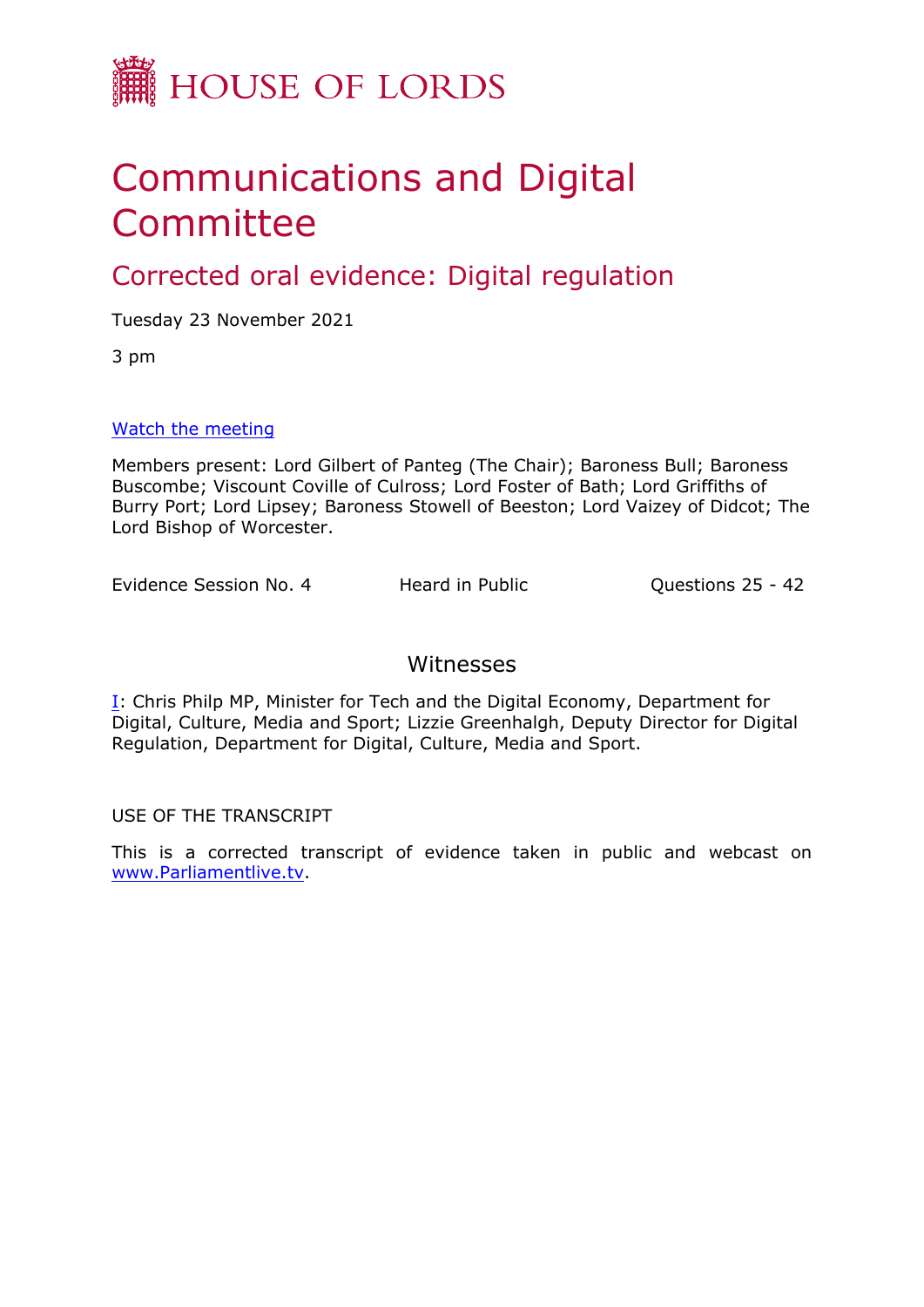# HOUSE OF LORDS

# Communications and Digital Committee

## Corrected oral evidence: Digital regulation

Tuesday 23 November 2021

3 pm

[Watch the meeting](#)

Members present: Lord Gilbert of Panteg (The Chair); Baroness Bull; Baroness Buscombe; Viscount Coville of Culross; Lord Foster of Bath; Lord Griffiths of Burry Port; Lord Lipsey; Baroness Stowell of Beeston; Lord Vaizey of Didcot; The Lord Bishop of Worcester.

Evidence Session No. 4 Heard in Public Questions 25 - 42

### Witnesses

I: Chris Philp MP, Minister for Tech and the Digital Economy, Department for Digital, Culture, Media and Sport; Lizzie Greenhalgh, Deputy Director for Digital Regulation, Department for Digital, Culture, Media and Sport.

USE OF THE TRANSCRIPT

This is a corrected transcript of evidence taken in public and webcast on www.Parliamentlive.tv.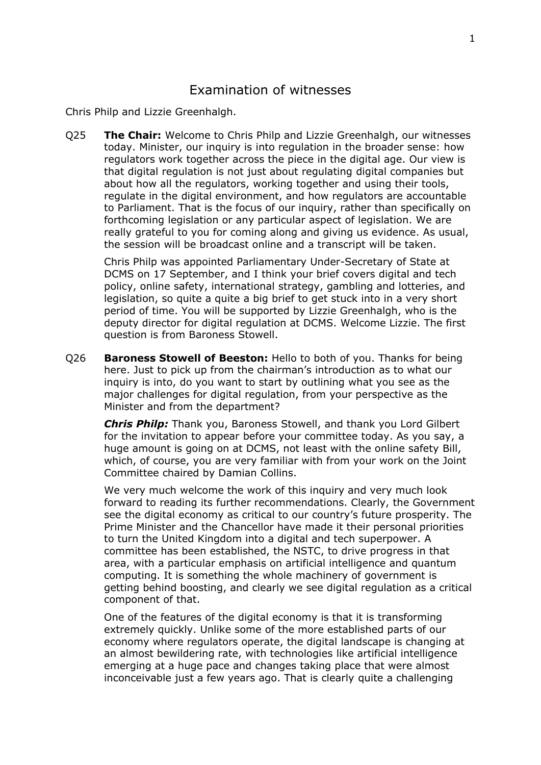# Examination of witnesses

Chris Philp and Lizzie Greenhalgh.

Q25 **The Chair:** Welcome to Chris Philp and Lizzie Greenhalgh, our witnesses today. Minister, our inquiry is into regulation in the broader sense: how regulators work together across the piece in the digital age. Our view is that digital regulation is not just about regulating digital companies but about how all the regulators, working together and using their tools, regulate in the digital environment, and how regulators are accountable to Parliament. That is the focus of our inquiry, rather than specifically on forthcoming legislation or any particular aspect of legislation. We are really grateful to you for coming along and giving us evidence. As usual, the session will be broadcast online and a transcript will be taken.

Chris Philp was appointed Parliamentary Under-Secretary of State at DCMS on 17 September, and I think your brief covers digital and tech policy, online safety, international strategy, gambling and lotteries, and legislation, so quite a quite a big brief to get stuck into in a very short period of time. You will be supported by Lizzie Greenhalgh, who is the deputy director for digital regulation at DCMS. Welcome Lizzie. The first question is from Baroness Stowell.

Q26 **Baroness Stowell of Beeston:** Hello to both of you. Thanks for being here. Just to pick up from the chairman's introduction as to what our inquiry is into, do you want to start by outlining what you see as the major challenges for digital regulation, from your perspective as the Minister and from the department?

***Chris Philp:*** Thank you, Baroness Stowell, and thank you Lord Gilbert for the invitation to appear before your committee today. As you say, a huge amount is going on at DCMS, not least with the online safety Bill, which, of course, you are very familiar with from your work on the Joint Committee chaired by Damian Collins.

We very much welcome the work of this inquiry and very much look forward to reading its further recommendations. Clearly, the Government see the digital economy as critical to our country's future prosperity. The Prime Minister and the Chancellor have made it their personal priorities to turn the United Kingdom into a digital and tech superpower. A committee has been established, the NSTC, to drive progress in that area, with a particular emphasis on artificial intelligence and quantum computing. It is something the whole machinery of government is getting behind boosting, and clearly we see digital regulation as a critical component of that.

One of the features of the digital economy is that it is transforming extremely quickly. Unlike some of the more established parts of our economy where regulators operate, the digital landscape is changing at an almost bewildering rate, with technologies like artificial intelligence emerging at a huge pace and changes taking place that were almost inconceivable just a few years ago. That is clearly quite a challenging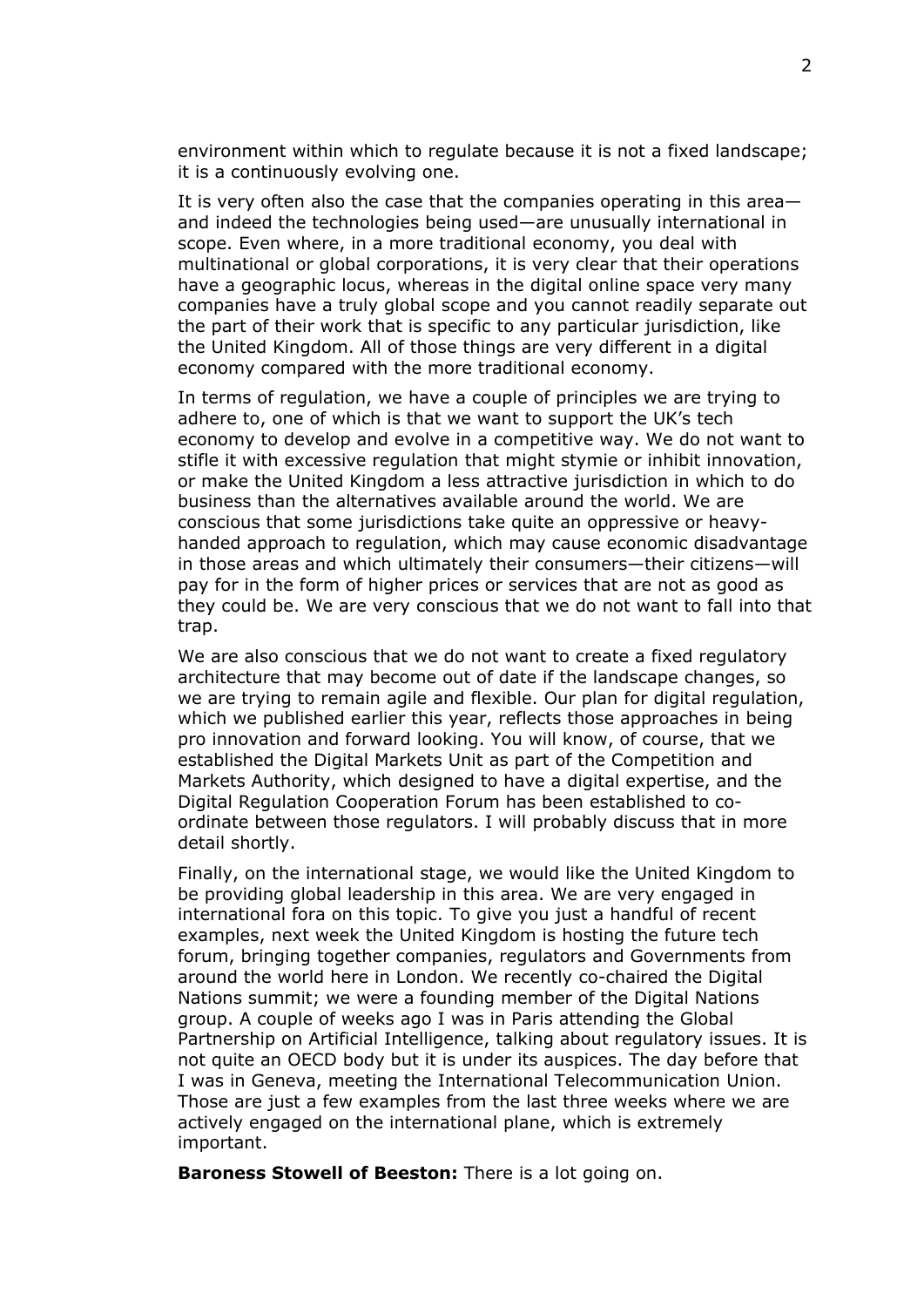environment within which to regulate because it is not a fixed landscape; it is a continuously evolving one.

It is very often also the case that the companies operating in this area—and indeed the technologies being used—are unusually international in scope. Even where, in a more traditional economy, you deal with multinational or global corporations, it is very clear that their operations have a geographic locus, whereas in the digital online space very many companies have a truly global scope and you cannot readily separate out the part of their work that is specific to any particular jurisdiction, like the United Kingdom. All of those things are very different in a digital economy compared with the more traditional economy.

In terms of regulation, we have a couple of principles we are trying to adhere to, one of which is that we want to support the UK's tech economy to develop and evolve in a competitive way. We do not want to stifle it with excessive regulation that might stymie or inhibit innovation, or make the United Kingdom a less attractive jurisdiction in which to do business than the alternatives available around the world. We are conscious that some jurisdictions take quite an oppressive or heavy-handed approach to regulation, which may cause economic disadvantage in those areas and which ultimately their consumers—their citizens—will pay for in the form of higher prices or services that are not as good as they could be. We are very conscious that we do not want to fall into that trap.

We are also conscious that we do not want to create a fixed regulatory architecture that may become out of date if the landscape changes, so we are trying to remain agile and flexible. Our plan for digital regulation, which we published earlier this year, reflects those approaches in being pro innovation and forward looking. You will know, of course, that we established the Digital Markets Unit as part of the Competition and Markets Authority, which designed to have a digital expertise, and the Digital Regulation Cooperation Forum has been established to co-ordinate between those regulators. I will probably discuss that in more detail shortly.

Finally, on the international stage, we would like the United Kingdom to be providing global leadership in this area. We are very engaged in international fora on this topic. To give you just a handful of recent examples, next week the United Kingdom is hosting the future tech forum, bringing together companies, regulators and Governments from around the world here in London. We recently co-chaired the Digital Nations summit; we were a founding member of the Digital Nations group. A couple of weeks ago I was in Paris attending the Global Partnership on Artificial Intelligence, talking about regulatory issues. It is not quite an OECD body but it is under its auspices. The day before that I was in Geneva, meeting the International Telecommunication Union. Those are just a few examples from the last three weeks where we are actively engaged on the international plane, which is extremely important.

**Baroness Stowell of Beeston:** There is a lot going on.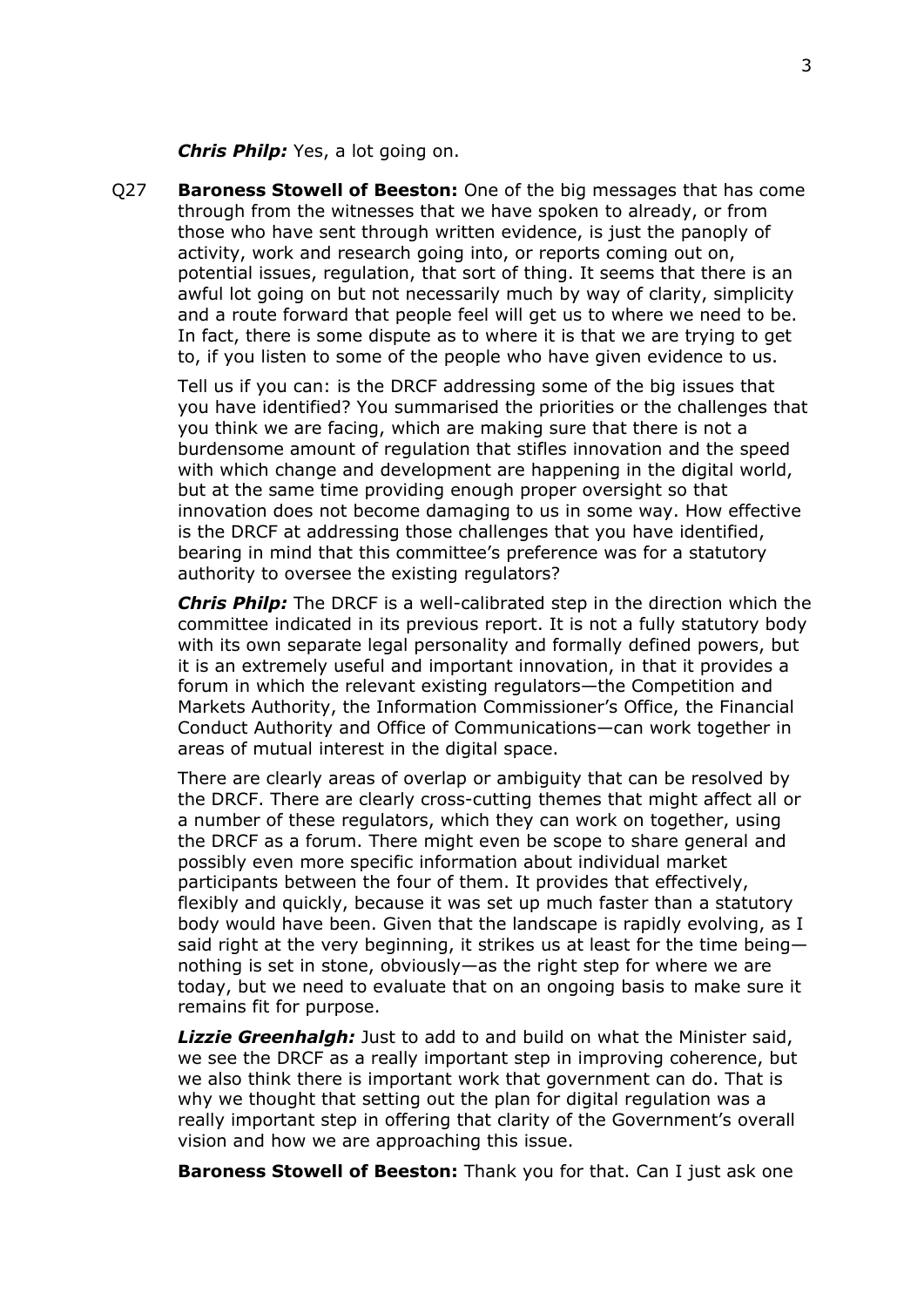***Chris Philp:*** Yes, a lot going on.

Q27 **Baroness Stowell of Beeston:** One of the big messages that has come through from the witnesses that we have spoken to already, or from those who have sent through written evidence, is just the panoply of activity, work and research going into, or reports coming out on, potential issues, regulation, that sort of thing. It seems that there is an awful lot going on but not necessarily much by way of clarity, simplicity and a route forward that people feel will get us to where we need to be. In fact, there is some dispute as to where it is that we are trying to get to, if you listen to some of the people who have given evidence to us.

Tell us if you can: is the DRCF addressing some of the big issues that you have identified? You summarised the priorities or the challenges that you think we are facing, which are making sure that there is not a burdensome amount of regulation that stifles innovation and the speed with which change and development are happening in the digital world, but at the same time providing enough proper oversight so that innovation does not become damaging to us in some way. How effective is the DRCF at addressing those challenges that you have identified, bearing in mind that this committee's preference was for a statutory authority to oversee the existing regulators?

***Chris Philp:*** The DRCF is a well-calibrated step in the direction which the committee indicated in its previous report. It is not a fully statutory body with its own separate legal personality and formally defined powers, but it is an extremely useful and important innovation, in that it provides a forum in which the relevant existing regulators—the Competition and Markets Authority, the Information Commissioner's Office, the Financial Conduct Authority and Office of Communications—can work together in areas of mutual interest in the digital space.

There are clearly areas of overlap or ambiguity that can be resolved by the DRCF. There are clearly cross-cutting themes that might affect all or a number of these regulators, which they can work on together, using the DRCF as a forum. There might even be scope to share general and possibly even more specific information about individual market participants between the four of them. It provides that effectively, flexibly and quickly, because it was set up much faster than a statutory body would have been. Given that the landscape is rapidly evolving, as I said right at the very beginning, it strikes us at least for the time being—nothing is set in stone, obviously—as the right step for where we are today, but we need to evaluate that on an ongoing basis to make sure it remains fit for purpose.

***Lizzie Greenhalgh:*** Just to add to and build on what the Minister said, we see the DRCF as a really important step in improving coherence, but we also think there is important work that government can do. That is why we thought that setting out the plan for digital regulation was a really important step in offering that clarity of the Government's overall vision and how we are approaching this issue.

**Baroness Stowell of Beeston:** Thank you for that. Can I just ask one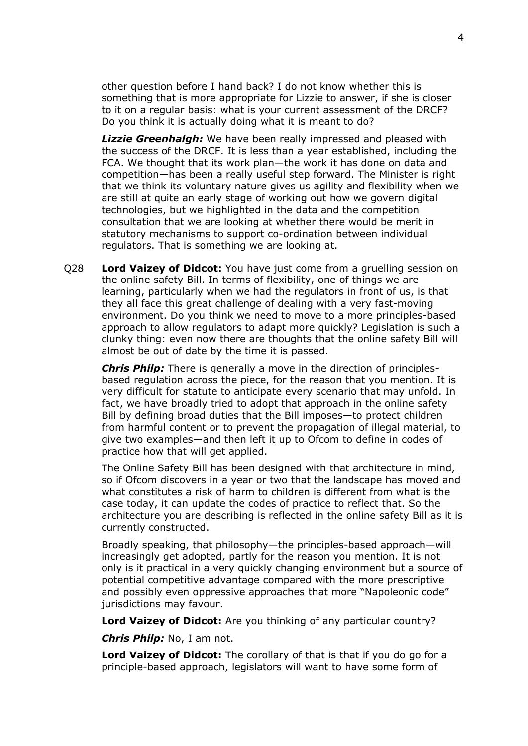other question before I hand back? I do not know whether this is something that is more appropriate for Lizzie to answer, if she is closer to it on a regular basis: what is your current assessment of the DRCF? Do you think it is actually doing what it is meant to do?

***Lizzie Greenhalgh:*** We have been really impressed and pleased with the success of the DRCF. It is less than a year established, including the FCA. We thought that its work plan—the work it has done on data and competition—has been a really useful step forward. The Minister is right that we think its voluntary nature gives us agility and flexibility when we are still at quite an early stage of working out how we govern digital technologies, but we highlighted in the data and the competition consultation that we are looking at whether there would be merit in statutory mechanisms to support co-ordination between individual regulators. That is something we are looking at.

Q28 **Lord Vaizey of Didcot:** You have just come from a gruelling session on the online safety Bill. In terms of flexibility, one of things we are learning, particularly when we had the regulators in front of us, is that they all face this great challenge of dealing with a very fast-moving environment. Do you think we need to move to a more principles-based approach to allow regulators to adapt more quickly? Legislation is such a clunky thing: even now there are thoughts that the online safety Bill will almost be out of date by the time it is passed.

***Chris Philp:*** There is generally a move in the direction of principles-based regulation across the piece, for the reason that you mention. It is very difficult for statute to anticipate every scenario that may unfold. In fact, we have broadly tried to adopt that approach in the online safety Bill by defining broad duties that the Bill imposes—to protect children from harmful content or to prevent the propagation of illegal material, to give two examples—and then left it up to Ofcom to define in codes of practice how that will get applied.

The Online Safety Bill has been designed with that architecture in mind, so if Ofcom discovers in a year or two that the landscape has moved and what constitutes a risk of harm to children is different from what is the case today, it can update the codes of practice to reflect that. So the architecture you are describing is reflected in the online safety Bill as it is currently constructed.

Broadly speaking, that philosophy—the principles-based approach—will increasingly get adopted, partly for the reason you mention. It is not only is it practical in a very quickly changing environment but a source of potential competitive advantage compared with the more prescriptive and possibly even oppressive approaches that more "Napoleonic code" jurisdictions may favour.

**Lord Vaizey of Didcot:** Are you thinking of any particular country?

***Chris Philp:*** No, I am not.

**Lord Vaizey of Didcot:** The corollary of that is that if you do go for a principle-based approach, legislators will want to have some form of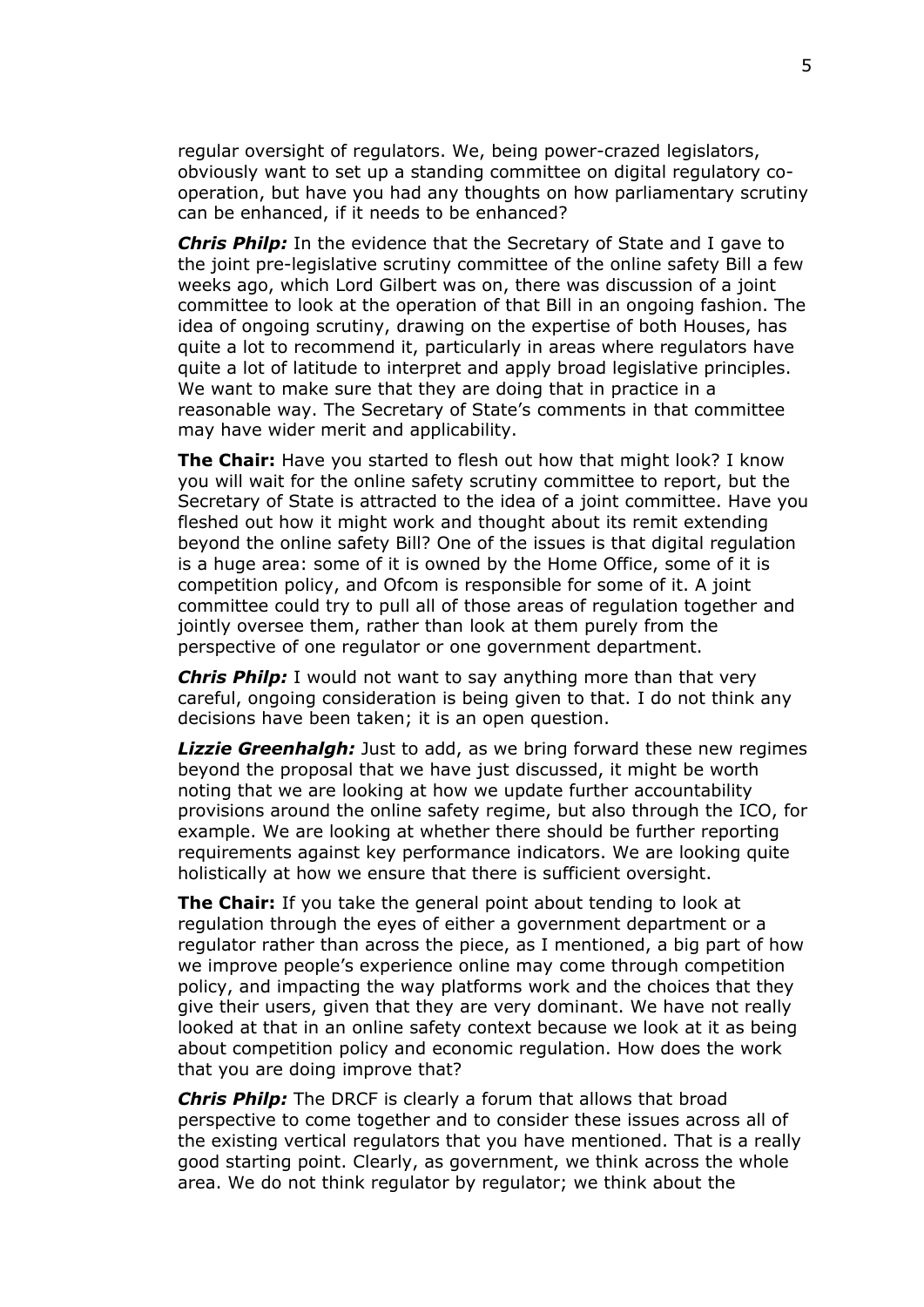regular oversight of regulators. We, being power-crazed legislators, obviously want to set up a standing committee on digital regulatory co-operation, but have you had any thoughts on how parliamentary scrutiny can be enhanced, if it needs to be enhanced?

***Chris Philp:*** In the evidence that the Secretary of State and I gave to the joint pre-legislative scrutiny committee of the online safety Bill a few weeks ago, which Lord Gilbert was on, there was discussion of a joint committee to look at the operation of that Bill in an ongoing fashion. The idea of ongoing scrutiny, drawing on the expertise of both Houses, has quite a lot to recommend it, particularly in areas where regulators have quite a lot of latitude to interpret and apply broad legislative principles. We want to make sure that they are doing that in practice in a reasonable way. The Secretary of State's comments in that committee may have wider merit and applicability.

**The Chair:** Have you started to flesh out how that might look? I know you will wait for the online safety scrutiny committee to report, but the Secretary of State is attracted to the idea of a joint committee. Have you fleshed out how it might work and thought about its remit extending beyond the online safety Bill? One of the issues is that digital regulation is a huge area: some of it is owned by the Home Office, some of it is competition policy, and Ofcom is responsible for some of it. A joint committee could try to pull all of those areas of regulation together and jointly oversee them, rather than look at them purely from the perspective of one regulator or one government department.

***Chris Philp:*** I would not want to say anything more than that very careful, ongoing consideration is being given to that. I do not think any decisions have been taken; it is an open question.

***Lizzie Greenhalgh:*** Just to add, as we bring forward these new regimes beyond the proposal that we have just discussed, it might be worth noting that we are looking at how we update further accountability provisions around the online safety regime, but also through the ICO, for example. We are looking at whether there should be further reporting requirements against key performance indicators. We are looking quite holistically at how we ensure that there is sufficient oversight.

**The Chair:** If you take the general point about tending to look at regulation through the eyes of either a government department or a regulator rather than across the piece, as I mentioned, a big part of how we improve people's experience online may come through competition policy, and impacting the way platforms work and the choices that they give their users, given that they are very dominant. We have not really looked at that in an online safety context because we look at it as being about competition policy and economic regulation. How does the work that you are doing improve that?

***Chris Philp:*** The DRCF is clearly a forum that allows that broad perspective to come together and to consider these issues across all of the existing vertical regulators that you have mentioned. That is a really good starting point. Clearly, as government, we think across the whole area. We do not think regulator by regulator; we think about the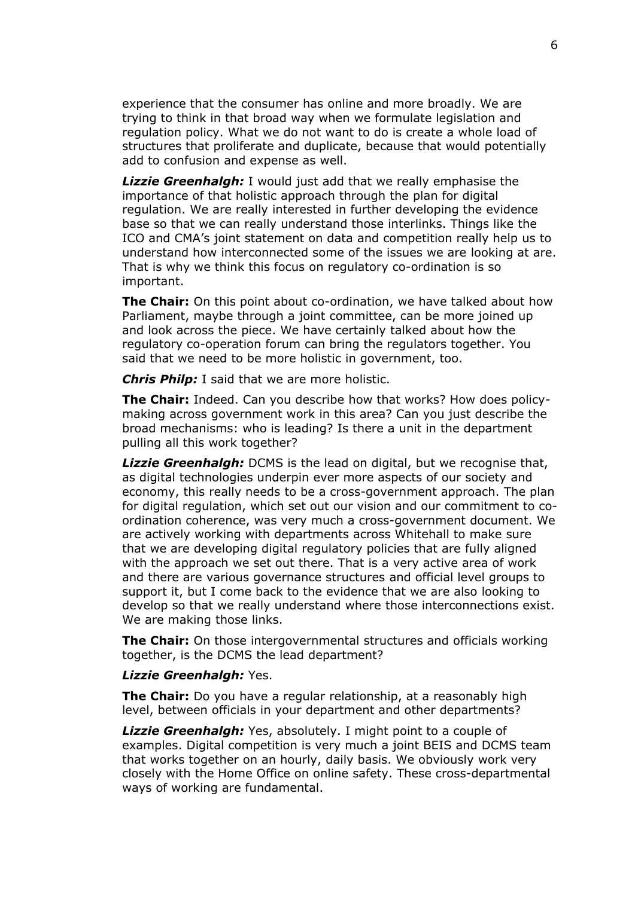experience that the consumer has online and more broadly. We are trying to think in that broad way when we formulate legislation and regulation policy. What we do not want to do is create a whole load of structures that proliferate and duplicate, because that would potentially add to confusion and expense as well.

***Lizzie Greenhalgh:*** I would just add that we really emphasise the importance of that holistic approach through the plan for digital regulation. We are really interested in further developing the evidence base so that we can really understand those interlinks. Things like the ICO and CMA's joint statement on data and competition really help us to understand how interconnected some of the issues we are looking at are. That is why we think this focus on regulatory co-ordination is so important.

**The Chair:** On this point about co-ordination, we have talked about how Parliament, maybe through a joint committee, can be more joined up and look across the piece. We have certainly talked about how the regulatory co-operation forum can bring the regulators together. You said that we need to be more holistic in government, too.

***Chris Philp:*** I said that we are more holistic.

**The Chair:** Indeed. Can you describe how that works? How does policy-making across government work in this area? Can you just describe the broad mechanisms: who is leading? Is there a unit in the department pulling all this work together?

***Lizzie Greenhalgh:*** DCMS is the lead on digital, but we recognise that, as digital technologies underpin ever more aspects of our society and economy, this really needs to be a cross-government approach. The plan for digital regulation, which set out our vision and our commitment to co-ordination coherence, was very much a cross-government document. We are actively working with departments across Whitehall to make sure that we are developing digital regulatory policies that are fully aligned with the approach we set out there. That is a very active area of work and there are various governance structures and official level groups to support it, but I come back to the evidence that we are also looking to develop so that we really understand where those interconnections exist. We are making those links.

**The Chair:** On those intergovernmental structures and officials working together, is the DCMS the lead department?

***Lizzie Greenhalgh:*** Yes.

**The Chair:** Do you have a regular relationship, at a reasonably high level, between officials in your department and other departments?

***Lizzie Greenhalgh:*** Yes, absolutely. I might point to a couple of examples. Digital competition is very much a joint BEIS and DCMS team that works together on an hourly, daily basis. We obviously work very closely with the Home Office on online safety. These cross-departmental ways of working are fundamental.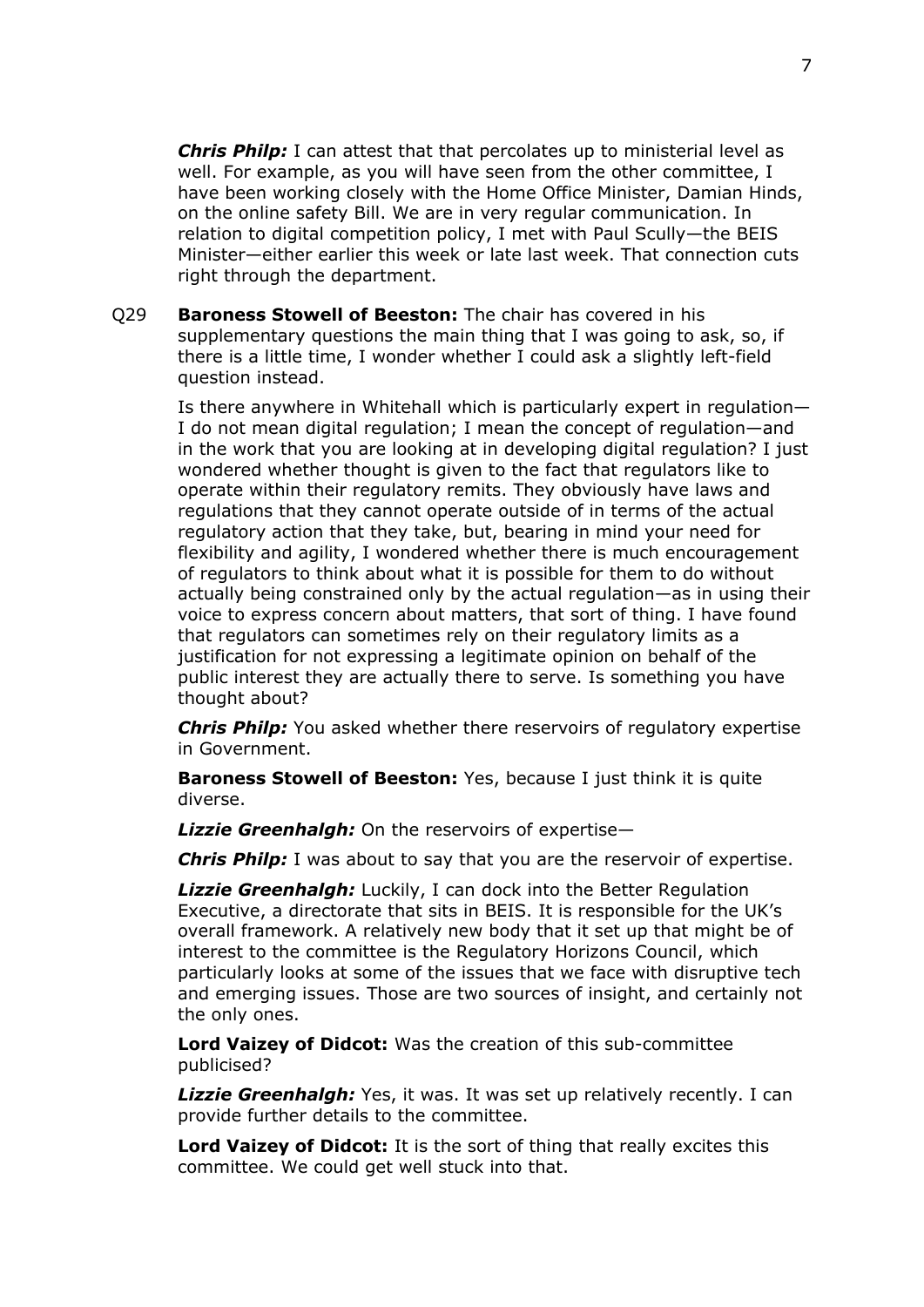***Chris Philp:*** I can attest that that percolates up to ministerial level as well. For example, as you will have seen from the other committee, I have been working closely with the Home Office Minister, Damian Hinds, on the online safety Bill. We are in very regular communication. In relation to digital competition policy, I met with Paul Scully—the BEIS Minister—either earlier this week or late last week. That connection cuts right through the department.

Q29 **Baroness Stowell of Beeston:** The chair has covered in his supplementary questions the main thing that I was going to ask, so, if there is a little time, I wonder whether I could ask a slightly left-field question instead.

Is there anywhere in Whitehall which is particularly expert in regulation—I do not mean digital regulation; I mean the concept of regulation—and in the work that you are looking at in developing digital regulation? I just wondered whether thought is given to the fact that regulators like to operate within their regulatory remits. They obviously have laws and regulations that they cannot operate outside of in terms of the actual regulatory action that they take, but, bearing in mind your need for flexibility and agility, I wondered whether there is much encouragement of regulators to think about what it is possible for them to do without actually being constrained only by the actual regulation—as in using their voice to express concern about matters, that sort of thing. I have found that regulators can sometimes rely on their regulatory limits as a justification for not expressing a legitimate opinion on behalf of the public interest they are actually there to serve. Is something you have thought about?

***Chris Philp:*** You asked whether there reservoirs of regulatory expertise in Government.

**Baroness Stowell of Beeston:** Yes, because I just think it is quite diverse.

***Lizzie Greenhalgh:*** On the reservoirs of expertise—

***Chris Philp:*** I was about to say that you are the reservoir of expertise.

***Lizzie Greenhalgh:*** Luckily, I can dock into the Better Regulation Executive, a directorate that sits in BEIS. It is responsible for the UK's overall framework. A relatively new body that it set up that might be of interest to the committee is the Regulatory Horizons Council, which particularly looks at some of the issues that we face with disruptive tech and emerging issues. Those are two sources of insight, and certainly not the only ones.

**Lord Vaizey of Didcot:** Was the creation of this sub-committee publicised?

***Lizzie Greenhalgh:*** Yes, it was. It was set up relatively recently. I can provide further details to the committee.

**Lord Vaizey of Didcot:** It is the sort of thing that really excites this committee. We could get well stuck into that.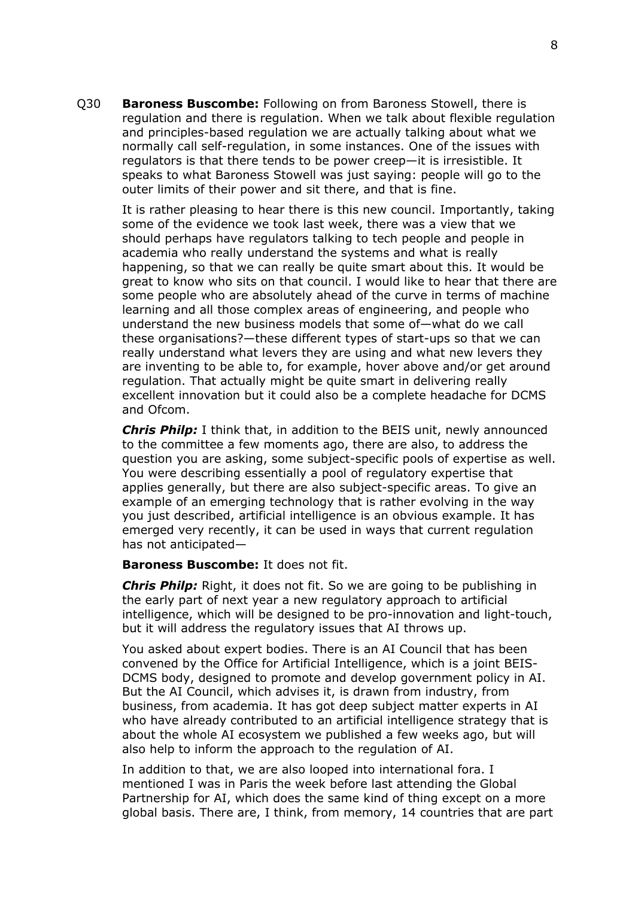Q30 **Baroness Buscombe:** Following on from Baroness Stowell, there is regulation and there is regulation. When we talk about flexible regulation and principles-based regulation we are actually talking about what we normally call self-regulation, in some instances. One of the issues with regulators is that there tends to be power creep—it is irresistible. It speaks to what Baroness Stowell was just saying: people will go to the outer limits of their power and sit there, and that is fine.

It is rather pleasing to hear there is this new council. Importantly, taking some of the evidence we took last week, there was a view that we should perhaps have regulators talking to tech people and people in academia who really understand the systems and what is really happening, so that we can really be quite smart about this. It would be great to know who sits on that council. I would like to hear that there are some people who are absolutely ahead of the curve in terms of machine learning and all those complex areas of engineering, and people who understand the new business models that some of—what do we call these organisations?—these different types of start-ups so that we can really understand what levers they are using and what new levers they are inventing to be able to, for example, hover above and/or get around regulation. That actually might be quite smart in delivering really excellent innovation but it could also be a complete headache for DCMS and Ofcom.

***Chris Philp:*** I think that, in addition to the BEIS unit, newly announced to the committee a few moments ago, there are also, to address the question you are asking, some subject-specific pools of expertise as well. You were describing essentially a pool of regulatory expertise that applies generally, but there are also subject-specific areas. To give an example of an emerging technology that is rather evolving in the way you just described, artificial intelligence is an obvious example. It has emerged very recently, it can be used in ways that current regulation has not anticipated—

**Baroness Buscombe:** It does not fit.

***Chris Philp:*** Right, it does not fit. So we are going to be publishing in the early part of next year a new regulatory approach to artificial intelligence, which will be designed to be pro-innovation and light-touch, but it will address the regulatory issues that AI throws up.

You asked about expert bodies. There is an AI Council that has been convened by the Office for Artificial Intelligence, which is a joint BEIS-DCMS body, designed to promote and develop government policy in AI. But the AI Council, which advises it, is drawn from industry, from business, from academia. It has got deep subject matter experts in AI who have already contributed to an artificial intelligence strategy that is about the whole AI ecosystem we published a few weeks ago, but will also help to inform the approach to the regulation of AI.

In addition to that, we are also looped into international fora. I mentioned I was in Paris the week before last attending the Global Partnership for AI, which does the same kind of thing except on a more global basis. There are, I think, from memory, 14 countries that are part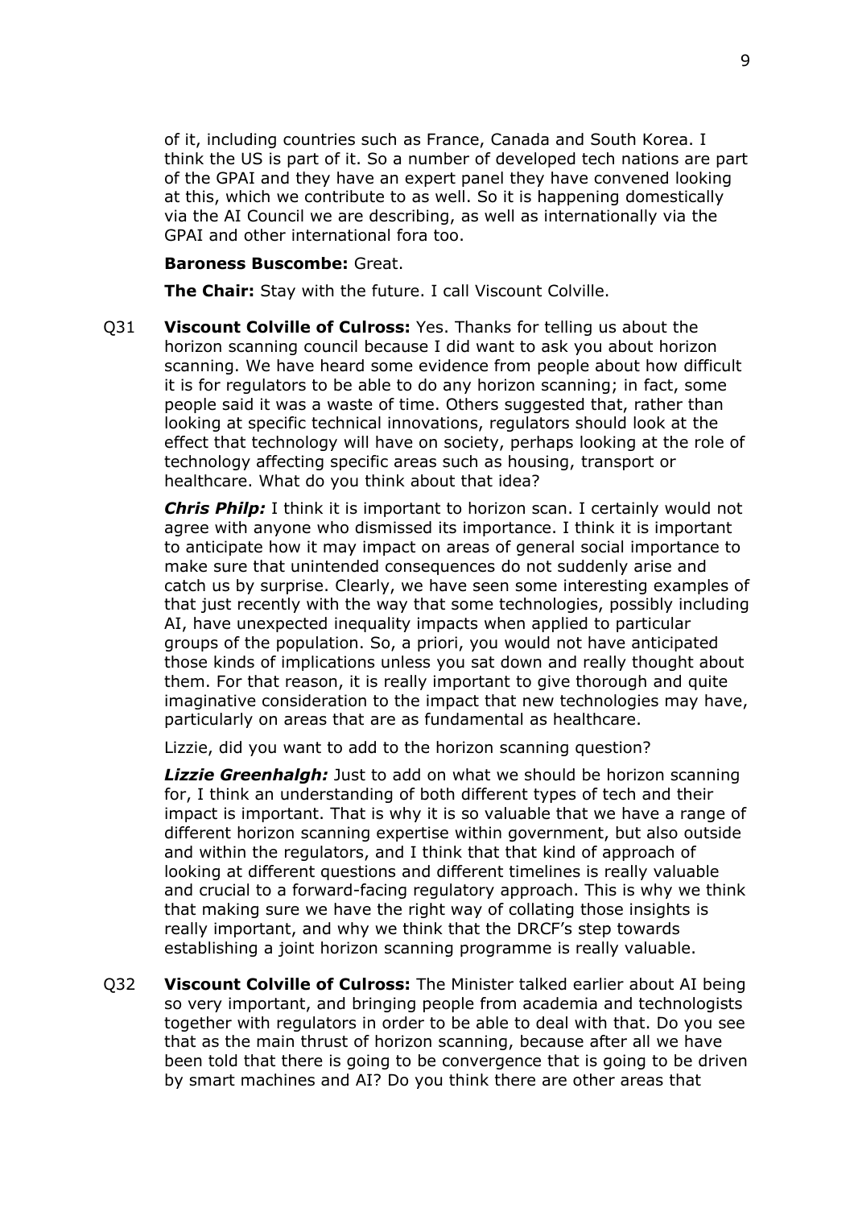of it, including countries such as France, Canada and South Korea. I think the US is part of it. So a number of developed tech nations are part of the GPAI and they have an expert panel they have convened looking at this, which we contribute to as well. So it is happening domestically via the AI Council we are describing, as well as internationally via the GPAI and other international fora too.

**Baroness Buscombe:** Great.

**The Chair:** Stay with the future. I call Viscount Colville.

Q31 **Viscount Colville of Culross:** Yes. Thanks for telling us about the horizon scanning council because I did want to ask you about horizon scanning. We have heard some evidence from people about how difficult it is for regulators to be able to do any horizon scanning; in fact, some people said it was a waste of time. Others suggested that, rather than looking at specific technical innovations, regulators should look at the effect that technology will have on society, perhaps looking at the role of technology affecting specific areas such as housing, transport or healthcare. What do you think about that idea?

***Chris Philp:*** I think it is important to horizon scan. I certainly would not agree with anyone who dismissed its importance. I think it is important to anticipate how it may impact on areas of general social importance to make sure that unintended consequences do not suddenly arise and catch us by surprise. Clearly, we have seen some interesting examples of that just recently with the way that some technologies, possibly including AI, have unexpected inequality impacts when applied to particular groups of the population. So, a priori, you would not have anticipated those kinds of implications unless you sat down and really thought about them. For that reason, it is really important to give thorough and quite imaginative consideration to the impact that new technologies may have, particularly on areas that are as fundamental as healthcare.

Lizzie, did you want to add to the horizon scanning question?

***Lizzie Greenhalgh:*** Just to add on what we should be horizon scanning for, I think an understanding of both different types of tech and their impact is important. That is why it is so valuable that we have a range of different horizon scanning expertise within government, but also outside and within the regulators, and I think that that kind of approach of looking at different questions and different timelines is really valuable and crucial to a forward-facing regulatory approach. This is why we think that making sure we have the right way of collating those insights is really important, and why we think that the DRCF's step towards establishing a joint horizon scanning programme is really valuable.

Q32 **Viscount Colville of Culross:** The Minister talked earlier about AI being so very important, and bringing people from academia and technologists together with regulators in order to be able to deal with that. Do you see that as the main thrust of horizon scanning, because after all we have been told that there is going to be convergence that is going to be driven by smart machines and AI? Do you think there are other areas that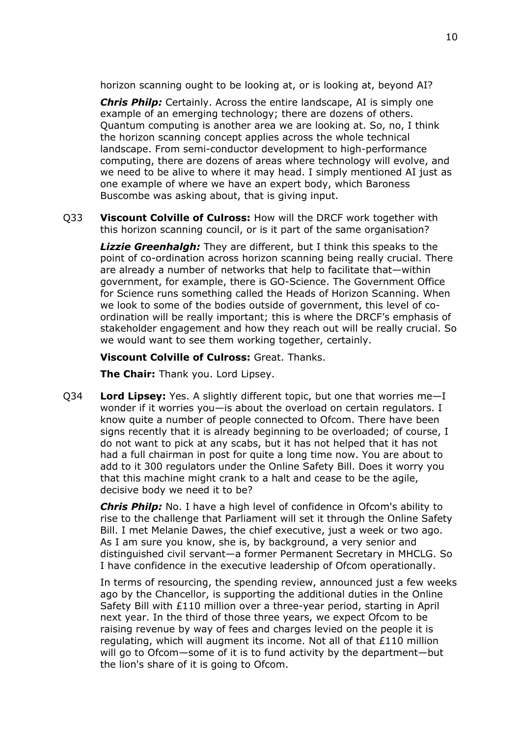horizon scanning ought to be looking at, or is looking at, beyond AI?

***Chris Philp:*** Certainly. Across the entire landscape, AI is simply one example of an emerging technology; there are dozens of others. Quantum computing is another area we are looking at. So, no, I think the horizon scanning concept applies across the whole technical landscape. From semi-conductor development to high-performance computing, there are dozens of areas where technology will evolve, and we need to be alive to where it may head. I simply mentioned AI just as one example of where we have an expert body, which Baroness Buscombe was asking about, that is giving input.

Q33 **Viscount Colville of Culross:** How will the DRCF work together with this horizon scanning council, or is it part of the same organisation?

***Lizzie Greenhalgh:*** They are different, but I think this speaks to the point of co-ordination across horizon scanning being really crucial. There are already a number of networks that help to facilitate that—within government, for example, there is GO-Science. The Government Office for Science runs something called the Heads of Horizon Scanning. When we look to some of the bodies outside of government, this level of co-ordination will be really important; this is where the DRCF's emphasis of stakeholder engagement and how they reach out will be really crucial. So we would want to see them working together, certainly.

**Viscount Colville of Culross:** Great. Thanks.

**The Chair:** Thank you. Lord Lipsey.

Q34 **Lord Lipsey:** Yes. A slightly different topic, but one that worries me—I wonder if it worries you—is about the overload on certain regulators. I know quite a number of people connected to Ofcom. There have been signs recently that it is already beginning to be overloaded; of course, I do not want to pick at any scabs, but it has not helped that it has not had a full chairman in post for quite a long time now. You are about to add to it 300 regulators under the Online Safety Bill. Does it worry you that this machine might crank to a halt and cease to be the agile, decisive body we need it to be?

***Chris Philp:*** No. I have a high level of confidence in Ofcom's ability to rise to the challenge that Parliament will set it through the Online Safety Bill. I met Melanie Dawes, the chief executive, just a week or two ago. As I am sure you know, she is, by background, a very senior and distinguished civil servant—a former Permanent Secretary in MHCLG. So I have confidence in the executive leadership of Ofcom operationally.

In terms of resourcing, the spending review, announced just a few weeks ago by the Chancellor, is supporting the additional duties in the Online Safety Bill with £110 million over a three-year period, starting in April next year. In the third of those three years, we expect Ofcom to be raising revenue by way of fees and charges levied on the people it is regulating, which will augment its income. Not all of that £110 million will go to Ofcom—some of it is to fund activity by the department—but the lion's share of it is going to Ofcom.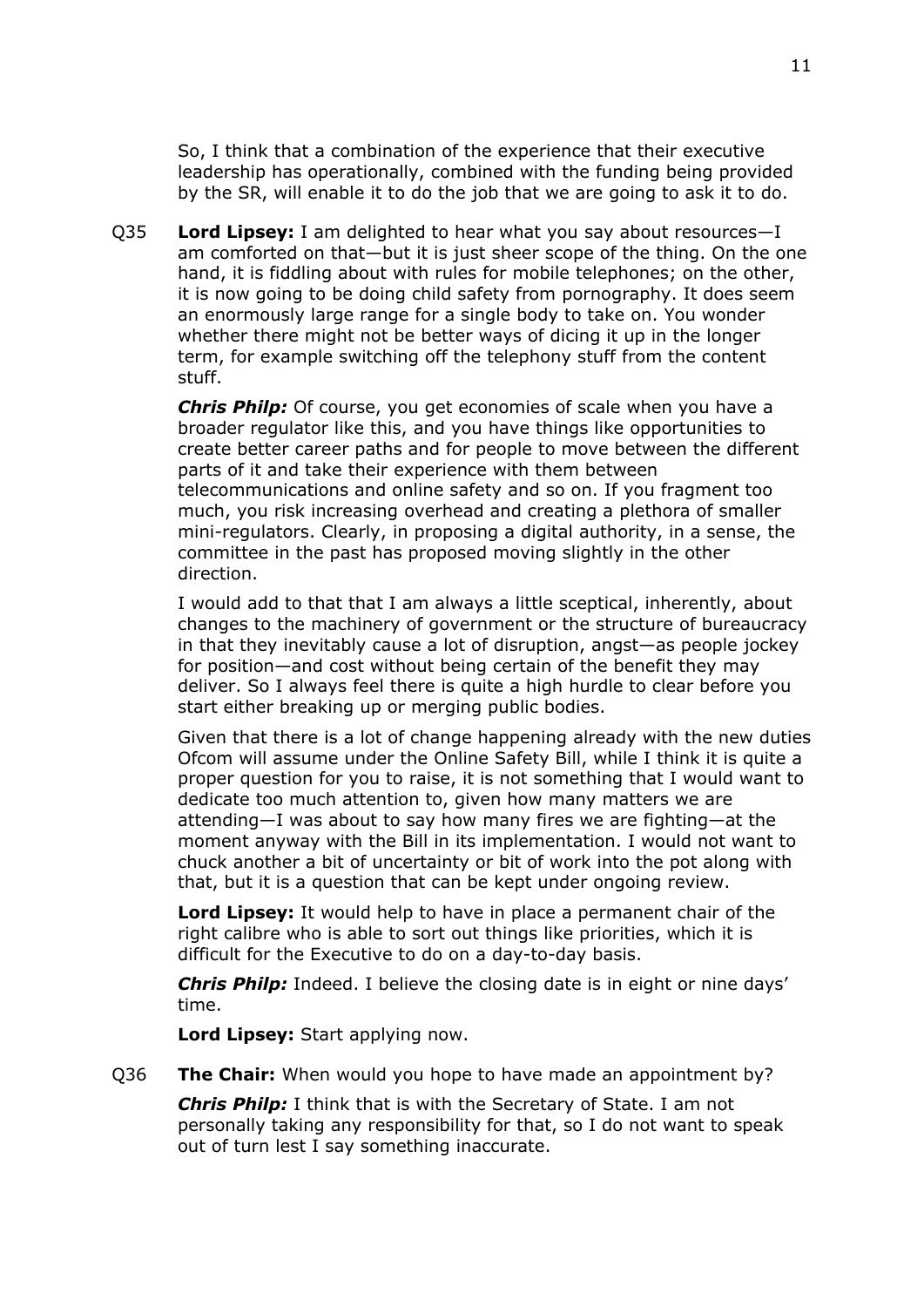So, I think that a combination of the experience that their executive leadership has operationally, combined with the funding being provided by the SR, will enable it to do the job that we are going to ask it to do.

Q35 **Lord Lipsey:** I am delighted to hear what you say about resources—I am comforted on that—but it is just sheer scope of the thing. On the one hand, it is fiddling about with rules for mobile telephones; on the other, it is now going to be doing child safety from pornography. It does seem an enormously large range for a single body to take on. You wonder whether there might not be better ways of dicing it up in the longer term, for example switching off the telephony stuff from the content stuff.

***Chris Philp:*** Of course, you get economies of scale when you have a broader regulator like this, and you have things like opportunities to create better career paths and for people to move between the different parts of it and take their experience with them between telecommunications and online safety and so on. If you fragment too much, you risk increasing overhead and creating a plethora of smaller mini-regulators. Clearly, in proposing a digital authority, in a sense, the committee in the past has proposed moving slightly in the other direction.

I would add to that that I am always a little sceptical, inherently, about changes to the machinery of government or the structure of bureaucracy in that they inevitably cause a lot of disruption, angst—as people jockey for position—and cost without being certain of the benefit they may deliver. So I always feel there is quite a high hurdle to clear before you start either breaking up or merging public bodies.

Given that there is a lot of change happening already with the new duties Ofcom will assume under the Online Safety Bill, while I think it is quite a proper question for you to raise, it is not something that I would want to dedicate too much attention to, given how many matters we are attending—I was about to say how many fires we are fighting—at the moment anyway with the Bill in its implementation. I would not want to chuck another a bit of uncertainty or bit of work into the pot along with that, but it is a question that can be kept under ongoing review.

**Lord Lipsey:** It would help to have in place a permanent chair of the right calibre who is able to sort out things like priorities, which it is difficult for the Executive to do on a day-to-day basis.

***Chris Philp:*** Indeed. I believe the closing date is in eight or nine days' time.

**Lord Lipsey:** Start applying now.

Q36 **The Chair:** When would you hope to have made an appointment by?

***Chris Philp:*** I think that is with the Secretary of State. I am not personally taking any responsibility for that, so I do not want to speak out of turn lest I say something inaccurate.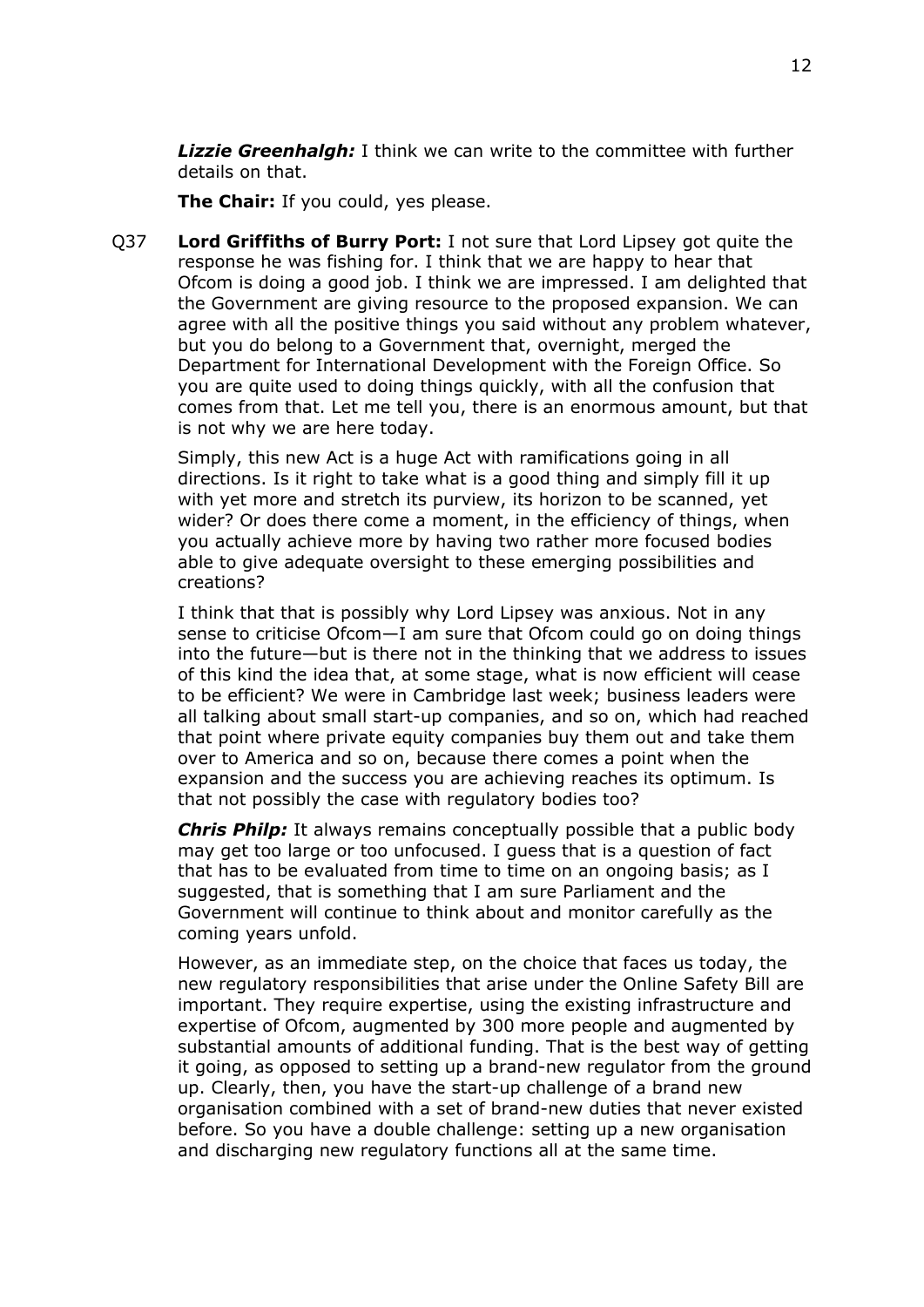***Lizzie Greenhalgh:*** I think we can write to the committee with further details on that.

**The Chair:** If you could, yes please.

Q37 **Lord Griffiths of Burry Port:** I not sure that Lord Lipsey got quite the response he was fishing for. I think that we are happy to hear that Ofcom is doing a good job. I think we are impressed. I am delighted that the Government are giving resource to the proposed expansion. We can agree with all the positive things you said without any problem whatever, but you do belong to a Government that, overnight, merged the Department for International Development with the Foreign Office. So you are quite used to doing things quickly, with all the confusion that comes from that. Let me tell you, there is an enormous amount, but that is not why we are here today.

Simply, this new Act is a huge Act with ramifications going in all directions. Is it right to take what is a good thing and simply fill it up with yet more and stretch its purview, its horizon to be scanned, yet wider? Or does there come a moment, in the efficiency of things, when you actually achieve more by having two rather more focused bodies able to give adequate oversight to these emerging possibilities and creations?

I think that that is possibly why Lord Lipsey was anxious. Not in any sense to criticise Ofcom—I am sure that Ofcom could go on doing things into the future—but is there not in the thinking that we address to issues of this kind the idea that, at some stage, what is now efficient will cease to be efficient? We were in Cambridge last week; business leaders were all talking about small start-up companies, and so on, which had reached that point where private equity companies buy them out and take them over to America and so on, because there comes a point when the expansion and the success you are achieving reaches its optimum. Is that not possibly the case with regulatory bodies too?

***Chris Philp:*** It always remains conceptually possible that a public body may get too large or too unfocused. I guess that is a question of fact that has to be evaluated from time to time on an ongoing basis; as I suggested, that is something that I am sure Parliament and the Government will continue to think about and monitor carefully as the coming years unfold.

However, as an immediate step, on the choice that faces us today, the new regulatory responsibilities that arise under the Online Safety Bill are important. They require expertise, using the existing infrastructure and expertise of Ofcom, augmented by 300 more people and augmented by substantial amounts of additional funding. That is the best way of getting it going, as opposed to setting up a brand-new regulator from the ground up. Clearly, then, you have the start-up challenge of a brand new organisation combined with a set of brand-new duties that never existed before. So you have a double challenge: setting up a new organisation and discharging new regulatory functions all at the same time.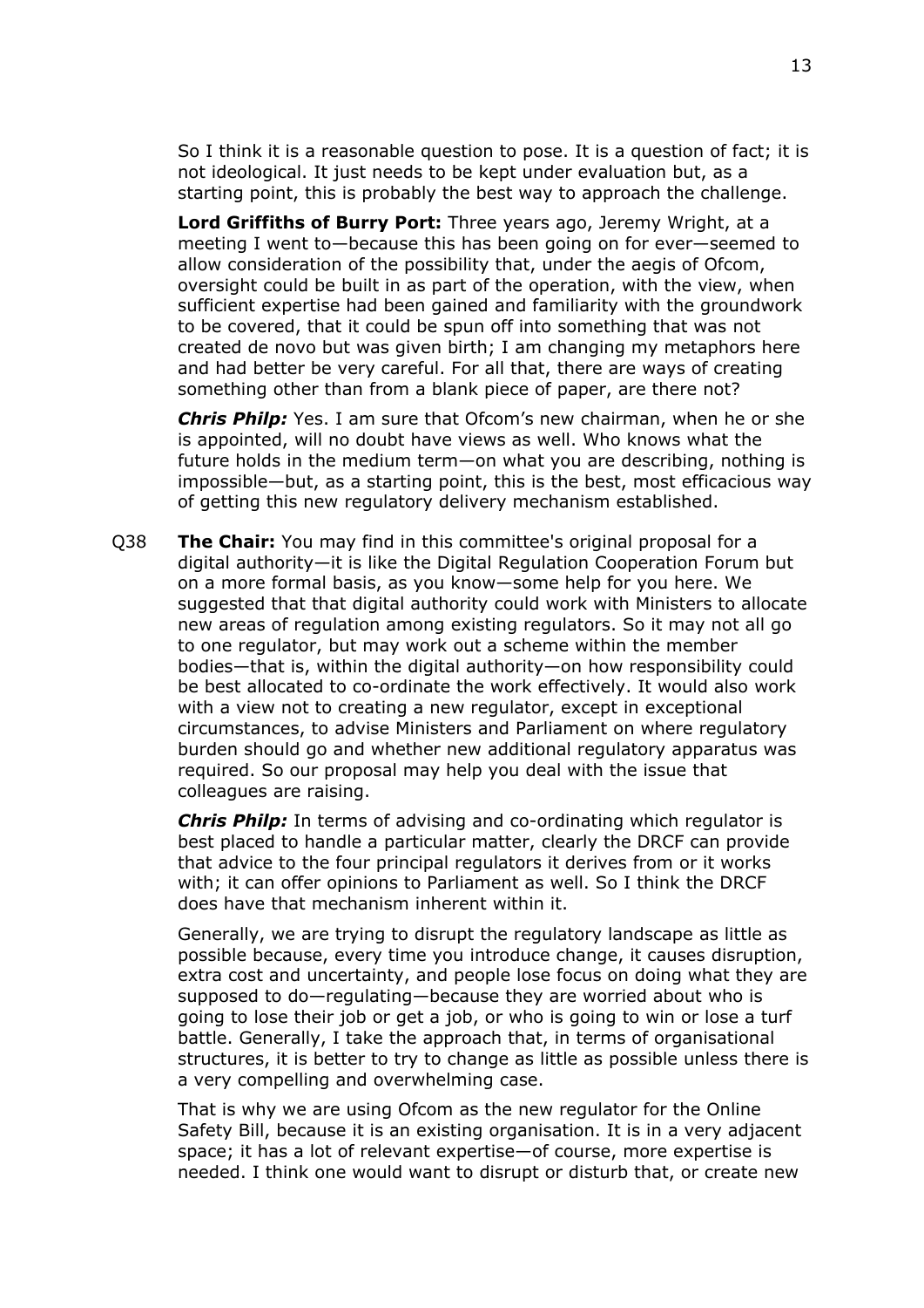So I think it is a reasonable question to pose. It is a question of fact; it is not ideological. It just needs to be kept under evaluation but, as a starting point, this is probably the best way to approach the challenge.

**Lord Griffiths of Burry Port:** Three years ago, Jeremy Wright, at a meeting I went to—because this has been going on for ever—seemed to allow consideration of the possibility that, under the aegis of Ofcom, oversight could be built in as part of the operation, with the view, when sufficient expertise had been gained and familiarity with the groundwork to be covered, that it could be spun off into something that was not created de novo but was given birth; I am changing my metaphors here and had better be very careful. For all that, there are ways of creating something other than from a blank piece of paper, are there not?

***Chris Philp:*** Yes. I am sure that Ofcom's new chairman, when he or she is appointed, will no doubt have views as well. Who knows what the future holds in the medium term—on what you are describing, nothing is impossible—but, as a starting point, this is the best, most efficacious way of getting this new regulatory delivery mechanism established.

Q38 **The Chair:** You may find in this committee's original proposal for a digital authority—it is like the Digital Regulation Cooperation Forum but on a more formal basis, as you know—some help for you here. We suggested that that digital authority could work with Ministers to allocate new areas of regulation among existing regulators. So it may not all go to one regulator, but may work out a scheme within the member bodies—that is, within the digital authority—on how responsibility could be best allocated to co-ordinate the work effectively. It would also work with a view not to creating a new regulator, except in exceptional circumstances, to advise Ministers and Parliament on where regulatory burden should go and whether new additional regulatory apparatus was required. So our proposal may help you deal with the issue that colleagues are raising.

***Chris Philp:*** In terms of advising and co-ordinating which regulator is best placed to handle a particular matter, clearly the DRCF can provide that advice to the four principal regulators it derives from or it works with; it can offer opinions to Parliament as well. So I think the DRCF does have that mechanism inherent within it.

Generally, we are trying to disrupt the regulatory landscape as little as possible because, every time you introduce change, it causes disruption, extra cost and uncertainty, and people lose focus on doing what they are supposed to do—regulating—because they are worried about who is going to lose their job or get a job, or who is going to win or lose a turf battle. Generally, I take the approach that, in terms of organisational structures, it is better to try to change as little as possible unless there is a very compelling and overwhelming case.

That is why we are using Ofcom as the new regulator for the Online Safety Bill, because it is an existing organisation. It is in a very adjacent space; it has a lot of relevant expertise—of course, more expertise is needed. I think one would want to disrupt or disturb that, or create new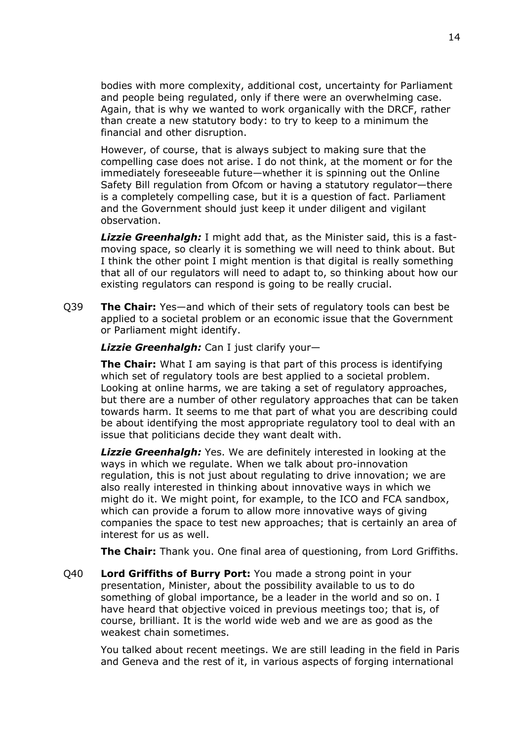bodies with more complexity, additional cost, uncertainty for Parliament and people being regulated, only if there were an overwhelming case. Again, that is why we wanted to work organically with the DRCF, rather than create a new statutory body: to try to keep to a minimum the financial and other disruption.

However, of course, that is always subject to making sure that the compelling case does not arise. I do not think, at the moment or for the immediately foreseeable future—whether it is spinning out the Online Safety Bill regulation from Ofcom or having a statutory regulator—there is a completely compelling case, but it is a question of fact. Parliament and the Government should just keep it under diligent and vigilant observation.

***Lizzie Greenhalgh:*** I might add that, as the Minister said, this is a fast-moving space, so clearly it is something we will need to think about. But I think the other point I might mention is that digital is really something that all of our regulators will need to adapt to, so thinking about how our existing regulators can respond is going to be really crucial.

Q39 **The Chair:** Yes—and which of their sets of regulatory tools can best be applied to a societal problem or an economic issue that the Government or Parliament might identify.

***Lizzie Greenhalgh:*** Can I just clarify your—

**The Chair:** What I am saying is that part of this process is identifying which set of regulatory tools are best applied to a societal problem. Looking at online harms, we are taking a set of regulatory approaches, but there are a number of other regulatory approaches that can be taken towards harm. It seems to me that part of what you are describing could be about identifying the most appropriate regulatory tool to deal with an issue that politicians decide they want dealt with.

***Lizzie Greenhalgh:*** Yes. We are definitely interested in looking at the ways in which we regulate. When we talk about pro-innovation regulation, this is not just about regulating to drive innovation; we are also really interested in thinking about innovative ways in which we might do it. We might point, for example, to the ICO and FCA sandbox, which can provide a forum to allow more innovative ways of giving companies the space to test new approaches; that is certainly an area of interest for us as well.

**The Chair:** Thank you. One final area of questioning, from Lord Griffiths.

Q40 **Lord Griffiths of Burry Port:** You made a strong point in your presentation, Minister, about the possibility available to us to do something of global importance, be a leader in the world and so on. I have heard that objective voiced in previous meetings too; that is, of course, brilliant. It is the world wide web and we are as good as the weakest chain sometimes.

You talked about recent meetings. We are still leading in the field in Paris and Geneva and the rest of it, in various aspects of forging international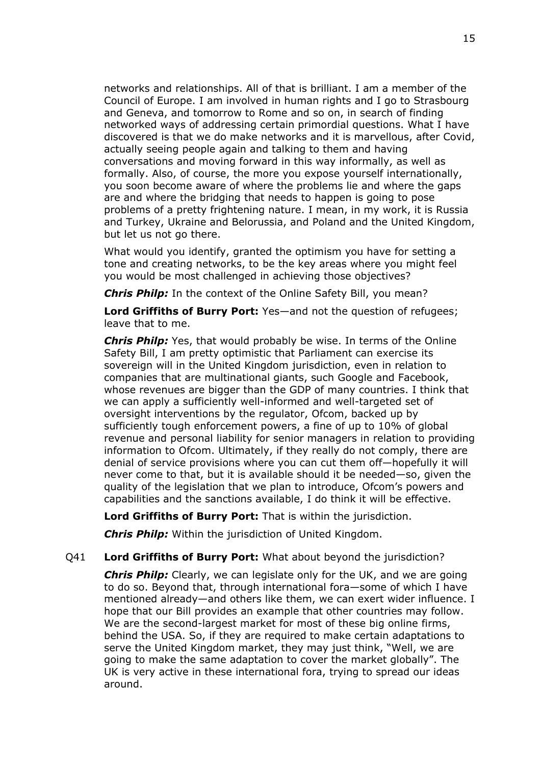networks and relationships. All of that is brilliant. I am a member of the Council of Europe. I am involved in human rights and I go to Strasbourg and Geneva, and tomorrow to Rome and so on, in search of finding networked ways of addressing certain primordial questions. What I have discovered is that we do make networks and it is marvellous, after Covid, actually seeing people again and talking to them and having conversations and moving forward in this way informally, as well as formally. Also, of course, the more you expose yourself internationally, you soon become aware of where the problems lie and where the gaps are and where the bridging that needs to happen is going to pose problems of a pretty frightening nature. I mean, in my work, it is Russia and Turkey, Ukraine and Belorussia, and Poland and the United Kingdom, but let us not go there.

What would you identify, granted the optimism you have for setting a tone and creating networks, to be the key areas where you might feel you would be most challenged in achieving those objectives?

***Chris Philp:*** In the context of the Online Safety Bill, you mean?

**Lord Griffiths of Burry Port:** Yes—and not the question of refugees; leave that to me.

***Chris Philp:*** Yes, that would probably be wise. In terms of the Online Safety Bill, I am pretty optimistic that Parliament can exercise its sovereign will in the United Kingdom jurisdiction, even in relation to companies that are multinational giants, such Google and Facebook, whose revenues are bigger than the GDP of many countries. I think that we can apply a sufficiently well-informed and well-targeted set of oversight interventions by the regulator, Ofcom, backed up by sufficiently tough enforcement powers, a fine of up to 10% of global revenue and personal liability for senior managers in relation to providing information to Ofcom. Ultimately, if they really do not comply, there are denial of service provisions where you can cut them off—hopefully it will never come to that, but it is available should it be needed—so, given the quality of the legislation that we plan to introduce, Ofcom's powers and capabilities and the sanctions available, I do think it will be effective.

**Lord Griffiths of Burry Port:** That is within the jurisdiction.

***Chris Philp:*** Within the jurisdiction of United Kingdom.

Q41 **Lord Griffiths of Burry Port:** What about beyond the jurisdiction?

***Chris Philp:*** Clearly, we can legislate only for the UK, and we are going to do so. Beyond that, through international fora—some of which I have mentioned already—and others like them, we can exert wider influence. I hope that our Bill provides an example that other countries may follow. We are the second-largest market for most of these big online firms, behind the USA. So, if they are required to make certain adaptations to serve the United Kingdom market, they may just think, "Well, we are going to make the same adaptation to cover the market globally". The UK is very active in these international fora, trying to spread our ideas around.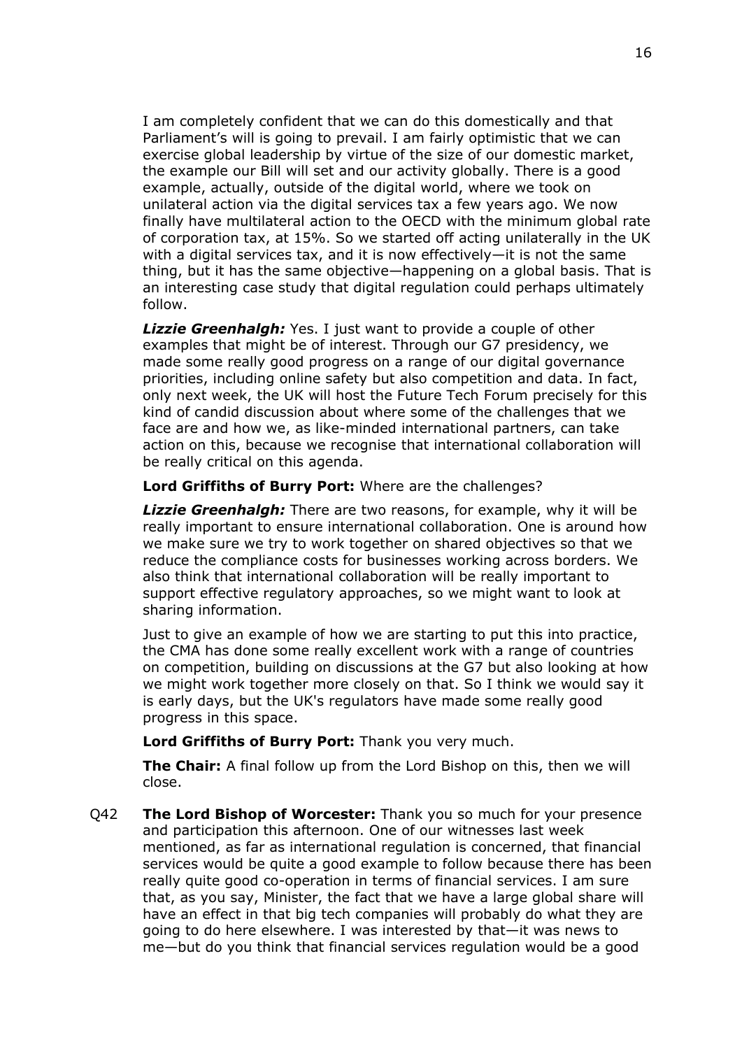I am completely confident that we can do this domestically and that Parliament's will is going to prevail. I am fairly optimistic that we can exercise global leadership by virtue of the size of our domestic market, the example our Bill will set and our activity globally. There is a good example, actually, outside of the digital world, where we took on unilateral action via the digital services tax a few years ago. We now finally have multilateral action to the OECD with the minimum global rate of corporation tax, at 15%. So we started off acting unilaterally in the UK with a digital services tax, and it is now effectively—it is not the same thing, but it has the same objective—happening on a global basis. That is an interesting case study that digital regulation could perhaps ultimately follow.

***Lizzie Greenhalgh:*** Yes. I just want to provide a couple of other examples that might be of interest. Through our G7 presidency, we made some really good progress on a range of our digital governance priorities, including online safety but also competition and data. In fact, only next week, the UK will host the Future Tech Forum precisely for this kind of candid discussion about where some of the challenges that we face are and how we, as like-minded international partners, can take action on this, because we recognise that international collaboration will be really critical on this agenda.

**Lord Griffiths of Burry Port:** Where are the challenges?

***Lizzie Greenhalgh:*** There are two reasons, for example, why it will be really important to ensure international collaboration. One is around how we make sure we try to work together on shared objectives so that we reduce the compliance costs for businesses working across borders. We also think that international collaboration will be really important to support effective regulatory approaches, so we might want to look at sharing information.

Just to give an example of how we are starting to put this into practice, the CMA has done some really excellent work with a range of countries on competition, building on discussions at the G7 but also looking at how we might work together more closely on that. So I think we would say it is early days, but the UK's regulators have made some really good progress in this space.

**Lord Griffiths of Burry Port:** Thank you very much.

**The Chair:** A final follow up from the Lord Bishop on this, then we will close.

Q42 **The Lord Bishop of Worcester:** Thank you so much for your presence and participation this afternoon. One of our witnesses last week mentioned, as far as international regulation is concerned, that financial services would be quite a good example to follow because there has been really quite good co-operation in terms of financial services. I am sure that, as you say, Minister, the fact that we have a large global share will have an effect in that big tech companies will probably do what they are going to do here elsewhere. I was interested by that—it was news to me—but do you think that financial services regulation would be a good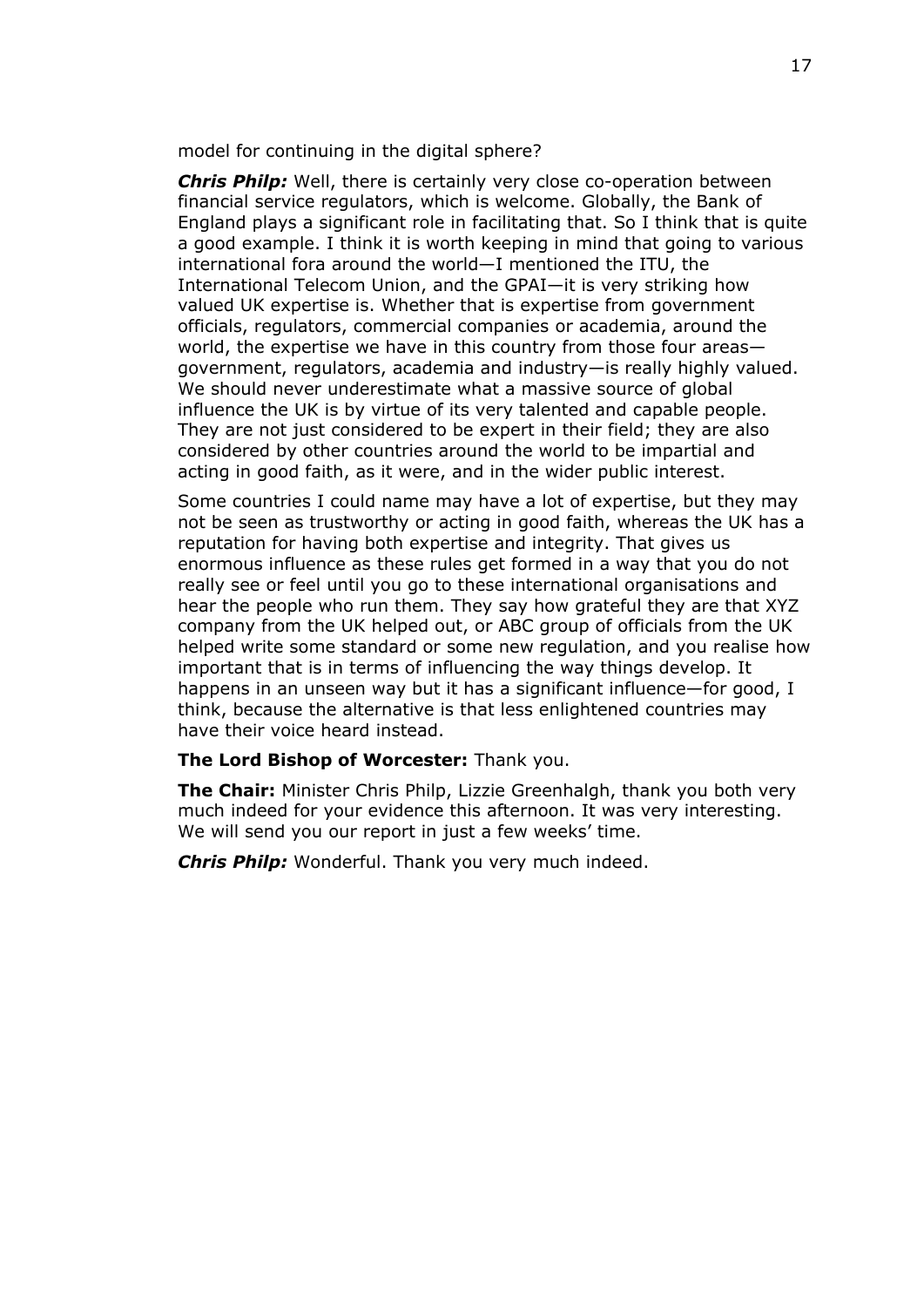model for continuing in the digital sphere?

***Chris Philp:*** Well, there is certainly very close co-operation between financial service regulators, which is welcome. Globally, the Bank of England plays a significant role in facilitating that. So I think that is quite a good example. I think it is worth keeping in mind that going to various international fora around the world—I mentioned the ITU, the International Telecom Union, and the GPAI—it is very striking how valued UK expertise is. Whether that is expertise from government officials, regulators, commercial companies or academia, around the world, the expertise we have in this country from those four areas—government, regulators, academia and industry—is really highly valued. We should never underestimate what a massive source of global influence the UK is by virtue of its very talented and capable people. They are not just considered to be expert in their field; they are also considered by other countries around the world to be impartial and acting in good faith, as it were, and in the wider public interest.

Some countries I could name may have a lot of expertise, but they may not be seen as trustworthy or acting in good faith, whereas the UK has a reputation for having both expertise and integrity. That gives us enormous influence as these rules get formed in a way that you do not really see or feel until you go to these international organisations and hear the people who run them. They say how grateful they are that XYZ company from the UK helped out, or ABC group of officials from the UK helped write some standard or some new regulation, and you realise how important that is in terms of influencing the way things develop. It happens in an unseen way but it has a significant influence—for good, I think, because the alternative is that less enlightened countries may have their voice heard instead.

**The Lord Bishop of Worcester:** Thank you.

**The Chair:** Minister Chris Philp, Lizzie Greenhalgh, thank you both very much indeed for your evidence this afternoon. It was very interesting. We will send you our report in just a few weeks' time.

***Chris Philp:*** Wonderful. Thank you very much indeed.